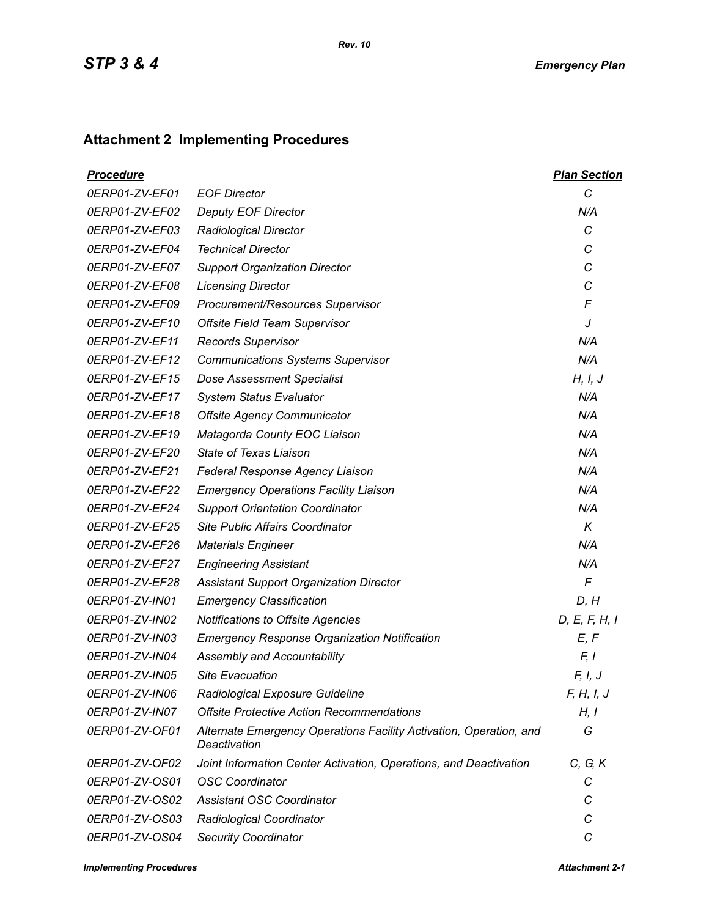## Attachment 2 Implementing Procedures

| ***Procedure*** | | ***Plan Section*** |
|---|---|---|
| *0ERP01-ZV-EF01* | *EOF Director* | *C* |
| *0ERP01-ZV-EF02* | *Deputy EOF Director* | *N/A* |
| *0ERP01-ZV-EF03* | *Radiological Director* | *C* |
| *0ERP01-ZV-EF04* | *Technical Director* | *C* |
| *0ERP01-ZV-EF07* | *Support Organization Director* | *C* |
| *0ERP01-ZV-EF08* | *Licensing Director* | *C* |
| *0ERP01-ZV-EF09* | *Procurement/Resources Supervisor* | *F* |
| *0ERP01-ZV-EF10* | *Offsite Field Team Supervisor* | *J* |
| *0ERP01-ZV-EF11* | *Records Supervisor* | *N/A* |
| *0ERP01-ZV-EF12* | *Communications Systems Supervisor* | *N/A* |
| *0ERP01-ZV-EF15* | *Dose Assessment Specialist* | *H, I, J* |
| *0ERP01-ZV-EF17* | *System Status Evaluator* | *N/A* |
| *0ERP01-ZV-EF18* | *Offsite Agency Communicator* | *N/A* |
| *0ERP01-ZV-EF19* | *Matagorda County EOC Liaison* | *N/A* |
| *0ERP01-ZV-EF20* | *State of Texas Liaison* | *N/A* |
| *0ERP01-ZV-EF21* | *Federal Response Agency Liaison* | *N/A* |
| *0ERP01-ZV-EF22* | *Emergency Operations Facility Liaison* | *N/A* |
| *0ERP01-ZV-EF24* | *Support Orientation Coordinator* | *N/A* |
| *0ERP01-ZV-EF25* | *Site Public Affairs Coordinator* | *K* |
| *0ERP01-ZV-EF26* | *Materials Engineer* | *N/A* |
| *0ERP01-ZV-EF27* | *Engineering Assistant* | *N/A* |
| *0ERP01-ZV-EF28* | *Assistant Support Organization Director* | *F* |
| *0ERP01-ZV-IN01* | *Emergency Classification* | *D, H* |
| *0ERP01-ZV-IN02* | *Notifications to Offsite Agencies* | *D, E, F, H, I* |
| *0ERP01-ZV-IN03* | *Emergency Response Organization Notification* | *E, F* |
| *0ERP01-ZV-IN04* | *Assembly and Accountability* | *F, I* |
| *0ERP01-ZV-IN05* | *Site Evacuation* | *F, I, J* |
| *0ERP01-ZV-IN06* | *Radiological Exposure Guideline* | *F, H, I, J* |
| *0ERP01-ZV-IN07* | *Offsite Protective Action Recommendations* | *H, I* |
| *0ERP01-ZV-OF01* | *Alternate Emergency Operations Facility Activation, Operation, and Deactivation* | *G* |
| *0ERP01-ZV-OF02* | *Joint Information Center Activation, Operations, and Deactivation* | *C, G, K* |
| *0ERP01-ZV-OS01* | *OSC Coordinator* | *C* |
| *0ERP01-ZV-OS02* | *Assistant OSC Coordinator* | *C* |
| *0ERP01-ZV-OS03* | *Radiological Coordinator* | *C* |
| *0ERP01-ZV-OS04* | *Security Coordinator* | *C* |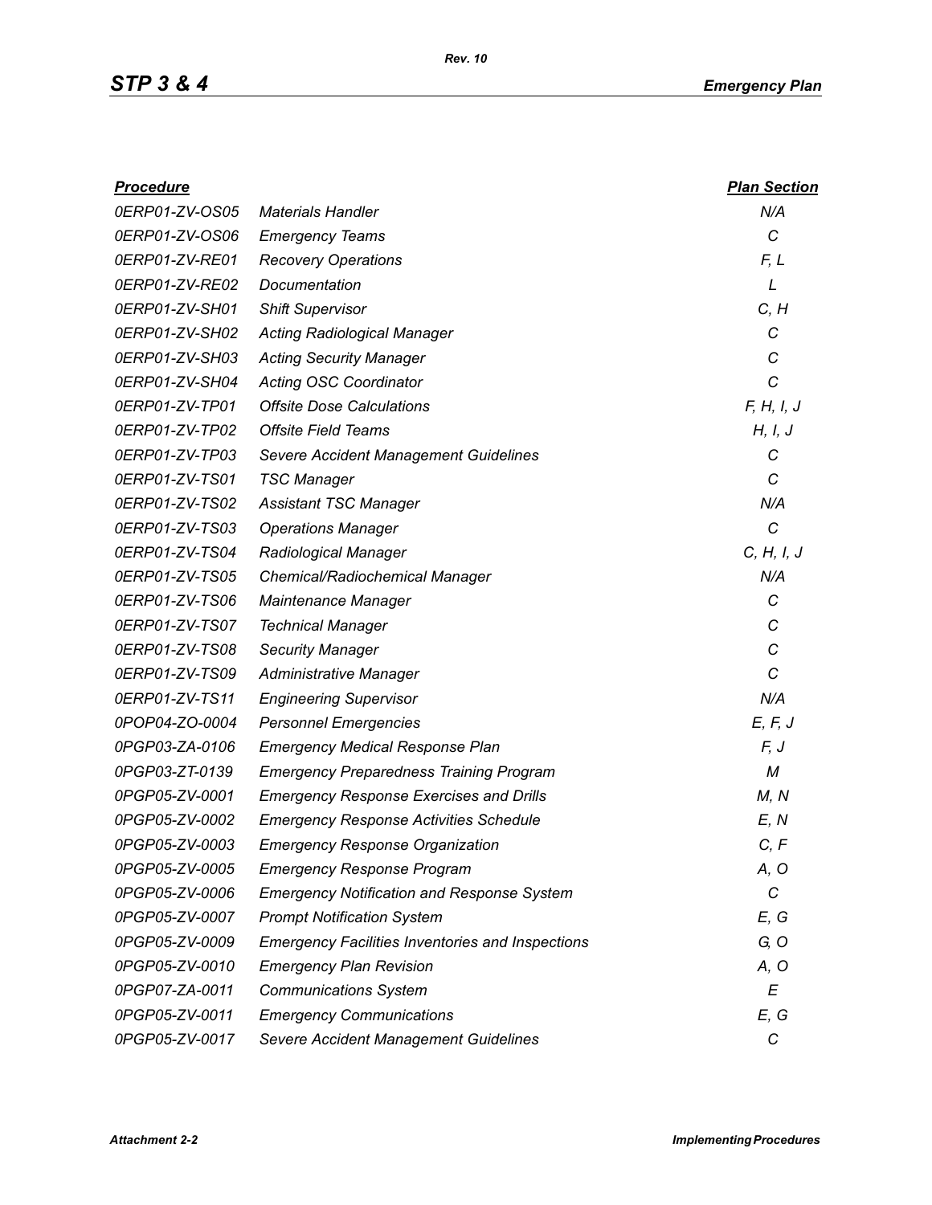| *Procedure* | | *Plan Section* |
|---|---|---|
| *0ERP01-ZV-OS05* | *Materials Handler* | *N/A* |
| *0ERP01-ZV-OS06* | *Emergency Teams* | *C* |
| *0ERP01-ZV-RE01* | *Recovery Operations* | *F, L* |
| *0ERP01-ZV-RE02* | *Documentation* | *L* |
| *0ERP01-ZV-SH01* | *Shift Supervisor* | *C, H* |
| *0ERP01-ZV-SH02* | *Acting Radiological Manager* | *C* |
| *0ERP01-ZV-SH03* | *Acting Security Manager* | *C* |
| *0ERP01-ZV-SH04* | *Acting OSC Coordinator* | *C* |
| *0ERP01-ZV-TP01* | *Offsite Dose Calculations* | *F, H, I, J* |
| *0ERP01-ZV-TP02* | *Offsite Field Teams* | *H, I, J* |
| *0ERP01-ZV-TP03* | *Severe Accident Management Guidelines* | *C* |
| *0ERP01-ZV-TS01* | *TSC Manager* | *C* |
| *0ERP01-ZV-TS02* | *Assistant TSC Manager* | *N/A* |
| *0ERP01-ZV-TS03* | *Operations Manager* | *C* |
| *0ERP01-ZV-TS04* | *Radiological Manager* | *C, H, I, J* |
| *0ERP01-ZV-TS05* | *Chemical/Radiochemical Manager* | *N/A* |
| *0ERP01-ZV-TS06* | *Maintenance Manager* | *C* |
| *0ERP01-ZV-TS07* | *Technical Manager* | *C* |
| *0ERP01-ZV-TS08* | *Security Manager* | *C* |
| *0ERP01-ZV-TS09* | *Administrative Manager* | *C* |
| *0ERP01-ZV-TS11* | *Engineering Supervisor* | *N/A* |
| *0POP04-ZO-0004* | *Personnel Emergencies* | *E, F, J* |
| *0PGP03-ZA-0106* | *Emergency Medical Response Plan* | *F, J* |
| *0PGP03-ZT-0139* | *Emergency Preparedness Training Program* | *M* |
| *0PGP05-ZV-0001* | *Emergency Response Exercises and Drills* | *M, N* |
| *0PGP05-ZV-0002* | *Emergency Response Activities Schedule* | *E, N* |
| *0PGP05-ZV-0003* | *Emergency Response Organization* | *C, F* |
| *0PGP05-ZV-0005* | *Emergency Response Program* | *A, O* |
| *0PGP05-ZV-0006* | *Emergency Notification and Response System* | *C* |
| *0PGP05-ZV-0007* | *Prompt Notification System* | *E, G* |
| *0PGP05-ZV-0009* | *Emergency Facilities Inventories and Inspections* | *G, O* |
| *0PGP05-ZV-0010* | *Emergency Plan Revision* | *A, O* |
| *0PGP07-ZA-0011* | *Communications System* | *E* |
| *0PGP05-ZV-0011* | *Emergency Communications* | *E, G* |
| *0PGP05-ZV-0017* | *Severe Accident Management Guidelines* | *C* |